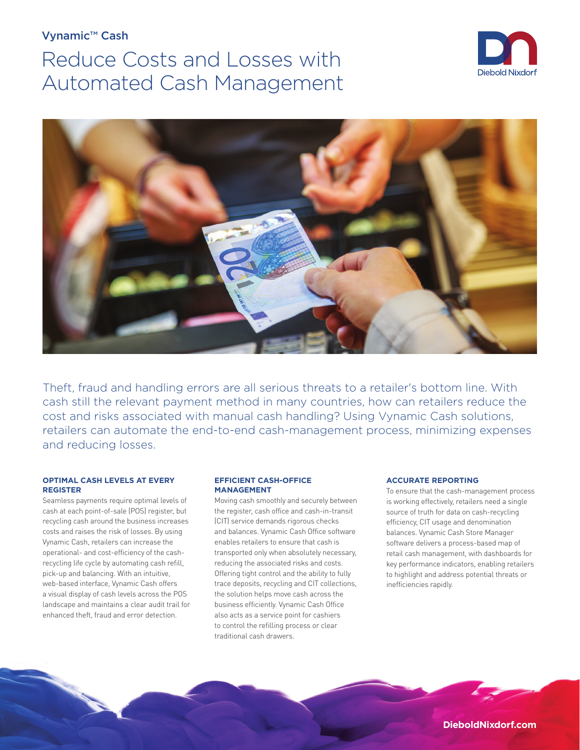Vynamic™ Cash

# Reduce Costs and Losses with Automated Cash Management

Theft, fraud and handling errors are all serious threats to a retailer's bottom line. With cash still the relevant payment method in many countries, how can retailers reduce the cost and risks associated with manual cash handling? Using Vynamic Cash solutions, retailers can automate the end-to-end cash-management process, minimizing expenses and reducing losses.

### OPTIMAL CASH LEVELS AT EVERY REGISTER

Seamless payments require optimal levels of cash at each point-of-sale (POS) register, but recycling cash around the business increases costs and raises the risk of losses. By using Vynamic Cash, retailers can increase the operational- and cost-efficiency of the cash-recycling life cycle by automating cash refill, pick-up and balancing. With an intuitive, web-based interface, Vynamic Cash offers a visual display of cash levels across the POS landscape and maintains a clear audit trail for enhanced theft, fraud and error detection.

### EFFICIENT CASH-OFFICE MANAGEMENT

Moving cash smoothly and securely between the register, cash office and cash-in-transit (CIT) service demands rigorous checks and balances. Vynamic Cash Office software enables retailers to ensure that cash is transported only when absolutely necessary, reducing the associated risks and costs. Offering tight control and the ability to fully trace deposits, recycling and CIT collections, the solution helps move cash across the business efficiently. Vynamic Cash Office also acts as a service point for cashiers to control the refilling process or clear traditional cash drawers.

### ACCURATE REPORTING

To ensure that the cash-management process is working effectively, retailers need a single source of truth for data on cash-recycling efficiency, CIT usage and denomination balances. Vynamic Cash Store Manager software delivers a process-based map of retail cash management, with dashboards for key performance indicators, enabling retailers to highlight and address potential threats or inefficiencies rapidly.

DieboldNixdorf.com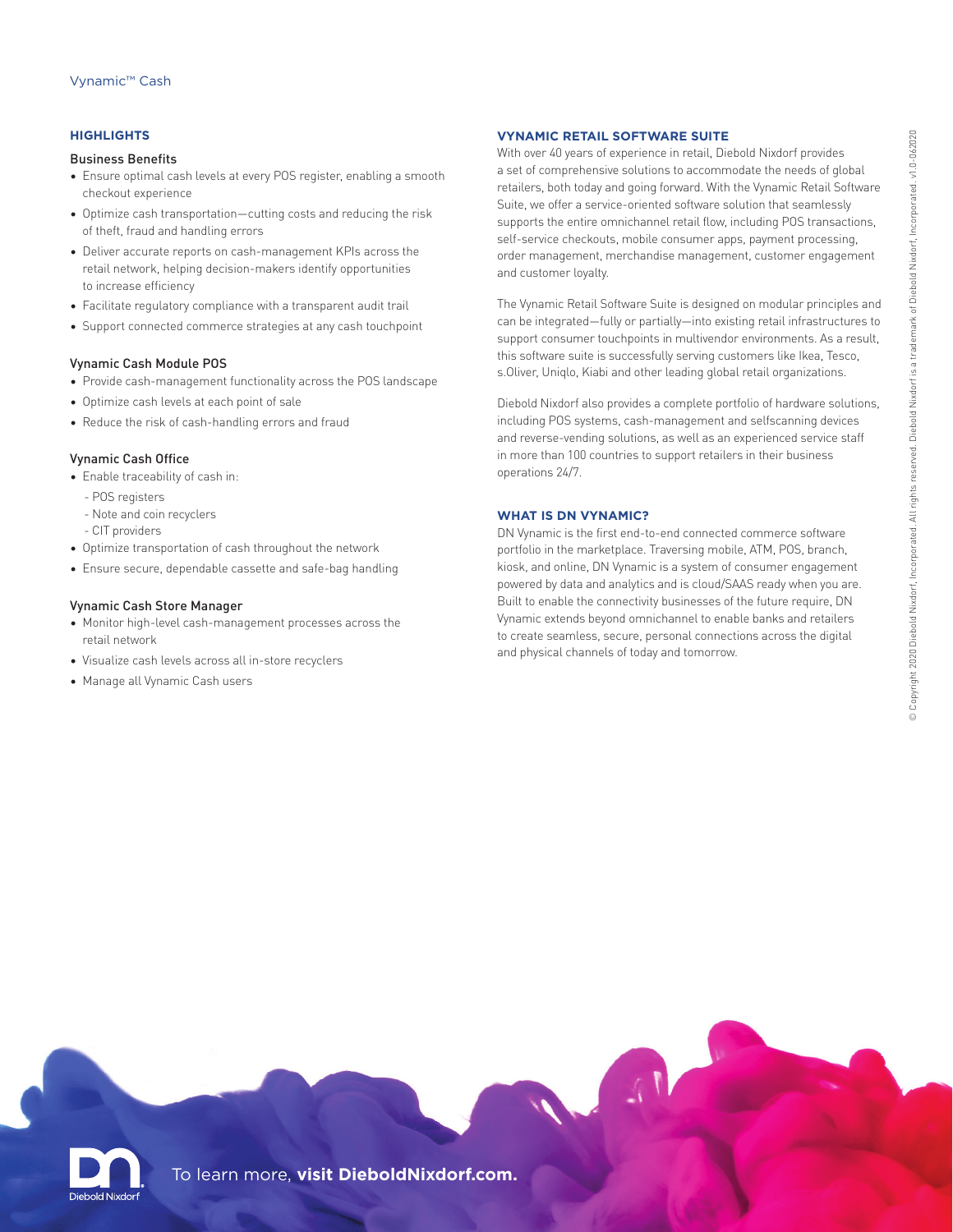## HIGHLIGHTS

### Business Benefits

- Ensure optimal cash levels at every POS register, enabling a smooth checkout experience
- Optimize cash transportation—cutting costs and reducing the risk of theft, fraud and handling errors
- Deliver accurate reports on cash-management KPIs across the retail network, helping decision-makers identify opportunities to increase efficiency
- Facilitate regulatory compliance with a transparent audit trail
- Support connected commerce strategies at any cash touchpoint

### Vynamic Cash Module POS

- Provide cash-management functionality across the POS landscape
- Optimize cash levels at each point of sale
- Reduce the risk of cash-handling errors and fraud

### Vynamic Cash Office

- Enable traceability of cash in:
  - POS registers
  - Note and coin recyclers
  - CIT providers
- Optimize transportation of cash throughout the network
- Ensure secure, dependable cassette and safe-bag handling

### Vynamic Cash Store Manager

- Monitor high-level cash-management processes across the retail network
- Visualize cash levels across all in-store recyclers
- Manage all Vynamic Cash users

## VYNAMIC RETAIL SOFTWARE SUITE

With over 40 years of experience in retail, Diebold Nixdorf provides a set of comprehensive solutions to accommodate the needs of global retailers, both today and going forward. With the Vynamic Retail Software Suite, we offer a service-oriented software solution that seamlessly supports the entire omnichannel retail flow, including POS transactions, self-service checkouts, mobile consumer apps, payment processing, order management, merchandise management, customer engagement and customer loyalty.

The Vynamic Retail Software Suite is designed on modular principles and can be integrated—fully or partially—into existing retail infrastructures to support consumer touchpoints in multivendor environments. As a result, this software suite is successfully serving customers like Ikea, Tesco, s.Oliver, Uniqlo, Kiabi and other leading global retail organizations.

Diebold Nixdorf also provides a complete portfolio of hardware solutions, including POS systems, cash-management and selfscanning devices and reverse-vending solutions, as well as an experienced service staff in more than 100 countries to support retailers in their business operations 24/7.

## WHAT IS DN VYNAMIC?

DN Vynamic is the first end-to-end connected commerce software portfolio in the marketplace. Traversing mobile, ATM, POS, branch, kiosk, and online, DN Vynamic is a system of consumer engagement powered by data and analytics and is cloud/SAAS ready when you are. Built to enable the connectivity businesses of the future require, DN Vynamic extends beyond omnichannel to enable banks and retailers to create seamless, secure, personal connections across the digital and physical channels of today and tomorrow.

© Copyright 2020 Diebold Nixdorf, Incorporated. All rights reserved. Diebold Nixdorf is a trademark of Diebold Nixdorf, Incorporated. v1.0-062020

To learn more, **visit DieboldNixdorf.com.**